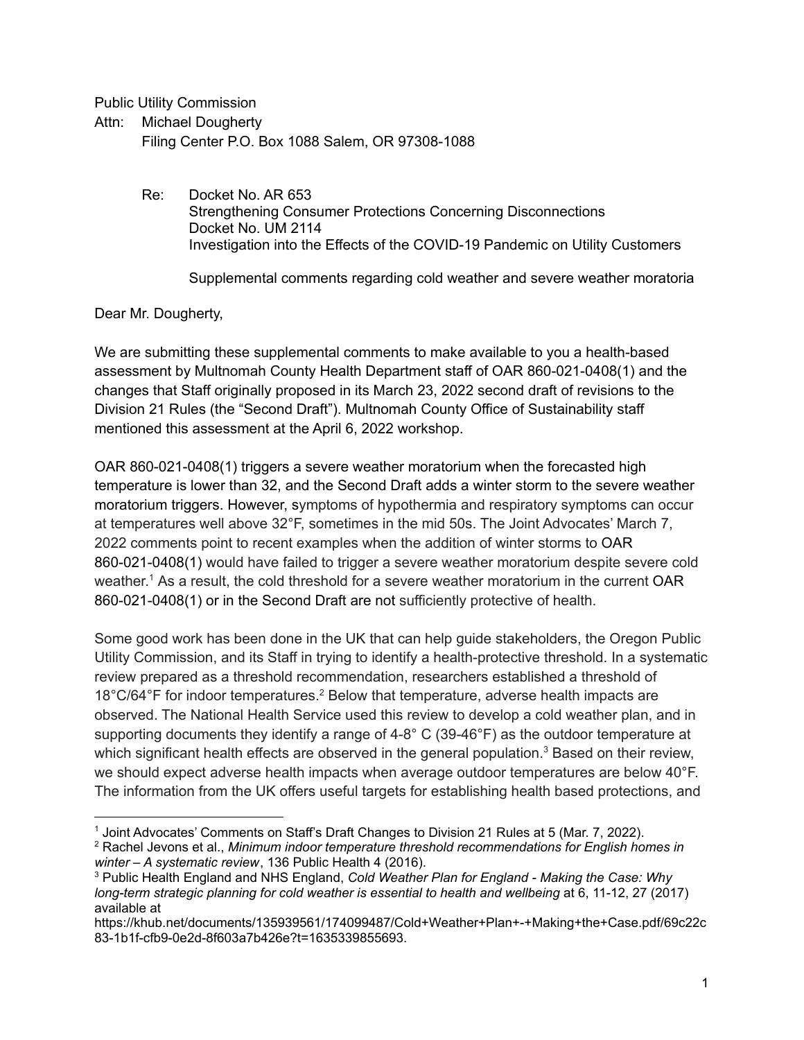Public Utility Commission

Attn: Michael Dougherty

Filing Center P.O. Box 1088 Salem, OR 97308-1088

Re: Docket No. AR 653

Strengthening Consumer Protections Concerning Disconnections

Docket No. UM 2114

Investigation into the Effects of the COVID-19 Pandemic on Utility Customers

Supplemental comments regarding cold weather and severe weather moratoria

Dear Mr. Dougherty,

We are submitting these supplemental comments to make available to you a health-based assessment by Multnomah County Health Department staff of OAR 860-021-0408(1) and the changes that Staff originally proposed in its March 23, 2022 second draft of revisions to the Division 21 Rules (the "Second Draft"). Multnomah County Office of Sustainability staff mentioned this assessment at the April 6, 2022 workshop.

OAR 860-021-0408(1) triggers a severe weather moratorium when the forecasted high temperature is lower than 32, and the Second Draft adds a winter storm to the severe weather moratorium triggers. However, symptoms of hypothermia and respiratory symptoms can occur at temperatures well above 32°F, sometimes in the mid 50s. The Joint Advocates' March 7, 2022 comments point to recent examples when the addition of winter storms to OAR 860-021-0408(1) would have failed to trigger a severe weather moratorium despite severe cold weather.[1] As a result, the cold threshold for a severe weather moratorium in the current OAR 860-021-0408(1) or in the Second Draft are not sufficiently protective of health.

Some good work has been done in the UK that can help guide stakeholders, the Oregon Public Utility Commission, and its Staff in trying to identify a health-protective threshold. In a systematic review prepared as a threshold recommendation, researchers established a threshold of 18°C/64°F for indoor temperatures.[2] Below that temperature, adverse health impacts are observed. The National Health Service used this review to develop a cold weather plan, and in supporting documents they identify a range of 4-8° C (39-46°F) as the outdoor temperature at which significant health effects are observed in the general population.[3] Based on their review, we should expect adverse health impacts when average outdoor temperatures are below 40°F. The information from the UK offers useful targets for establishing health based protections, and

---

[1] Joint Advocates' Comments on Staff's Draft Changes to Division 21 Rules at 5 (Mar. 7, 2022).

[2] Rachel Jevons et al., *Minimum indoor temperature threshold recommendations for English homes in winter – A systematic review*, 136 Public Health 4 (2016).

[3] Public Health England and NHS England, *Cold Weather Plan for England - Making the Case: Why long-term strategic planning for cold weather is essential to health and wellbeing* at 6, 11-12, 27 (2017) available at https://khub.net/documents/135939561/174099487/Cold+Weather+Plan+-+Making+the+Case.pdf/69c22c83-1b1f-cfb9-0e2d-8f603a7b426e?t=1635339855693.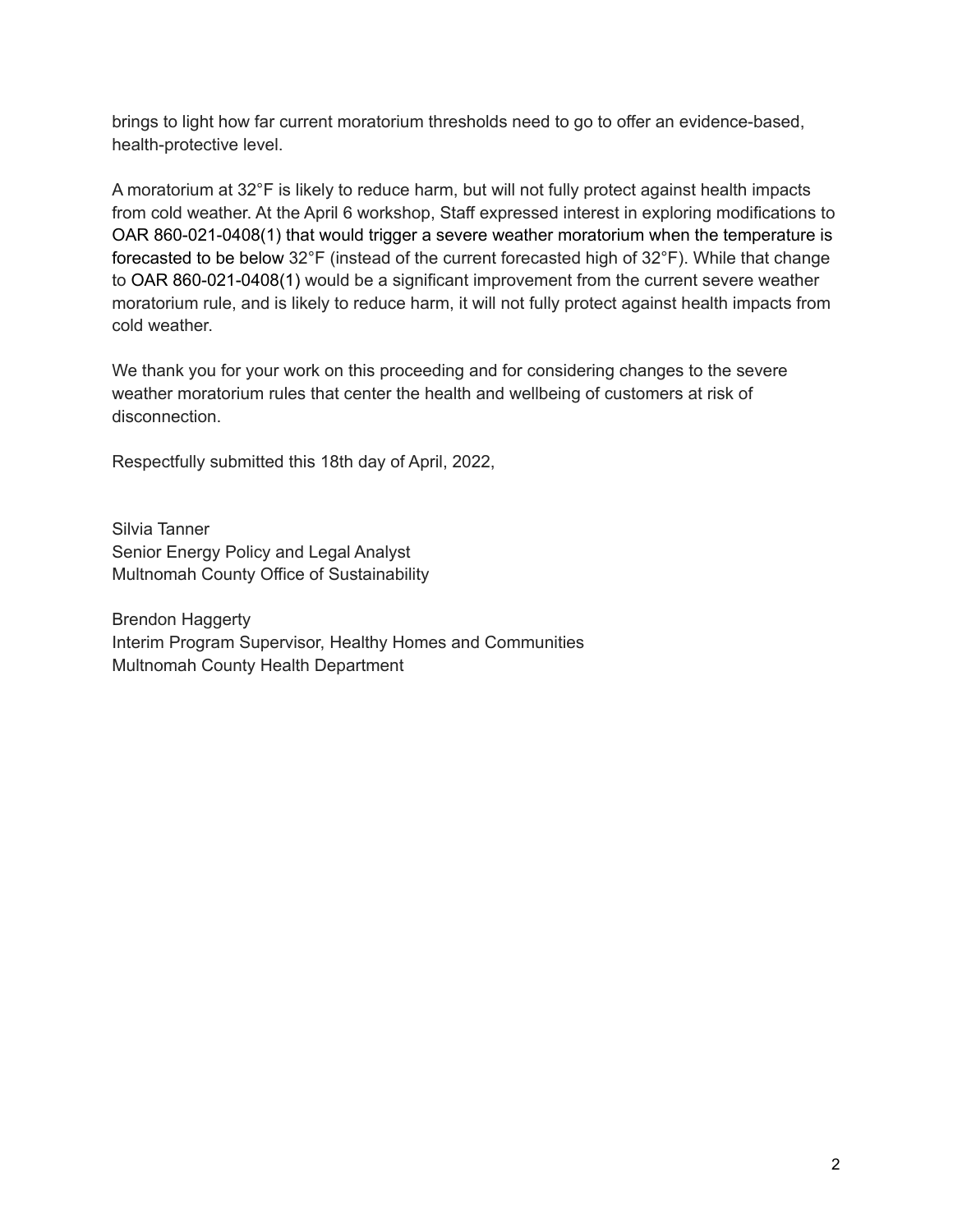brings to light how far current moratorium thresholds need to go to offer an evidence-based, health-protective level.

A moratorium at 32°F is likely to reduce harm, but will not fully protect against health impacts from cold weather. At the April 6 workshop, Staff expressed interest in exploring modifications to OAR 860-021-0408(1) that would trigger a severe weather moratorium when the temperature is forecasted to be below 32°F (instead of the current forecasted high of 32°F). While that change to OAR 860-021-0408(1) would be a significant improvement from the current severe weather moratorium rule, and is likely to reduce harm, it will not fully protect against health impacts from cold weather.

We thank you for your work on this proceeding and for considering changes to the severe weather moratorium rules that center the health and wellbeing of customers at risk of disconnection.

Respectfully submitted this 18th day of April, 2022,

Silvia Tanner
Senior Energy Policy and Legal Analyst
Multnomah County Office of Sustainability

Brendon Haggerty
Interim Program Supervisor, Healthy Homes and Communities
Multnomah County Health Department